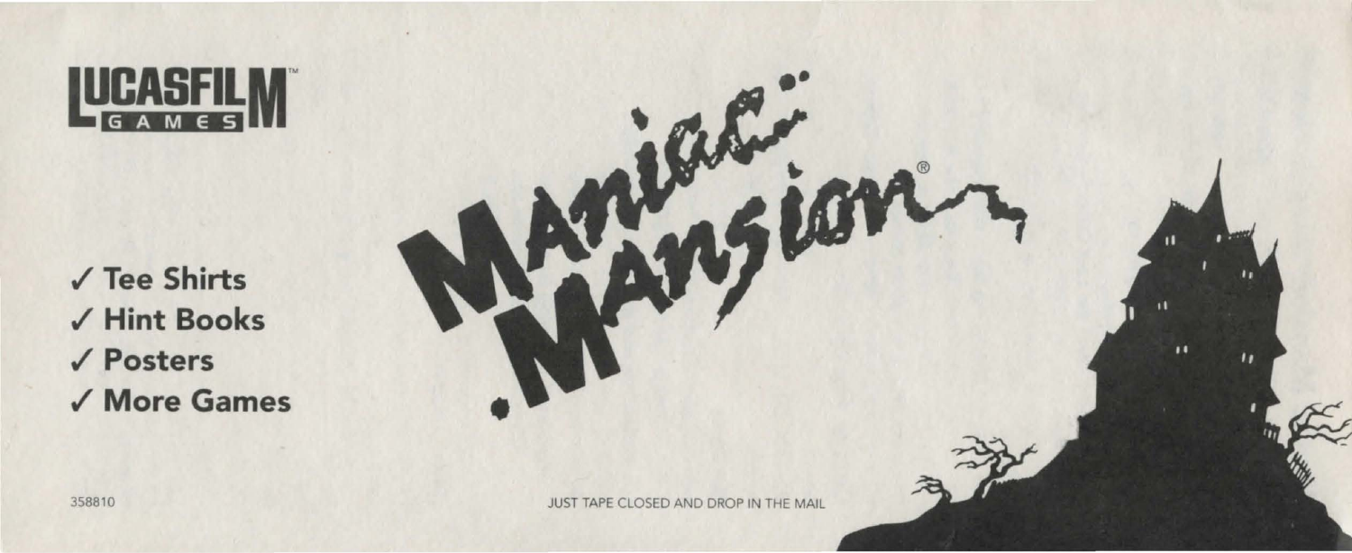LUCASFILM™ GAMES

# Maniac Mansion®

✓ Tee Shirts
✓ Hint Books
✓ Posters
✓ More Games

358810

JUST TAPE CLOSED AND DROP IN THE MAIL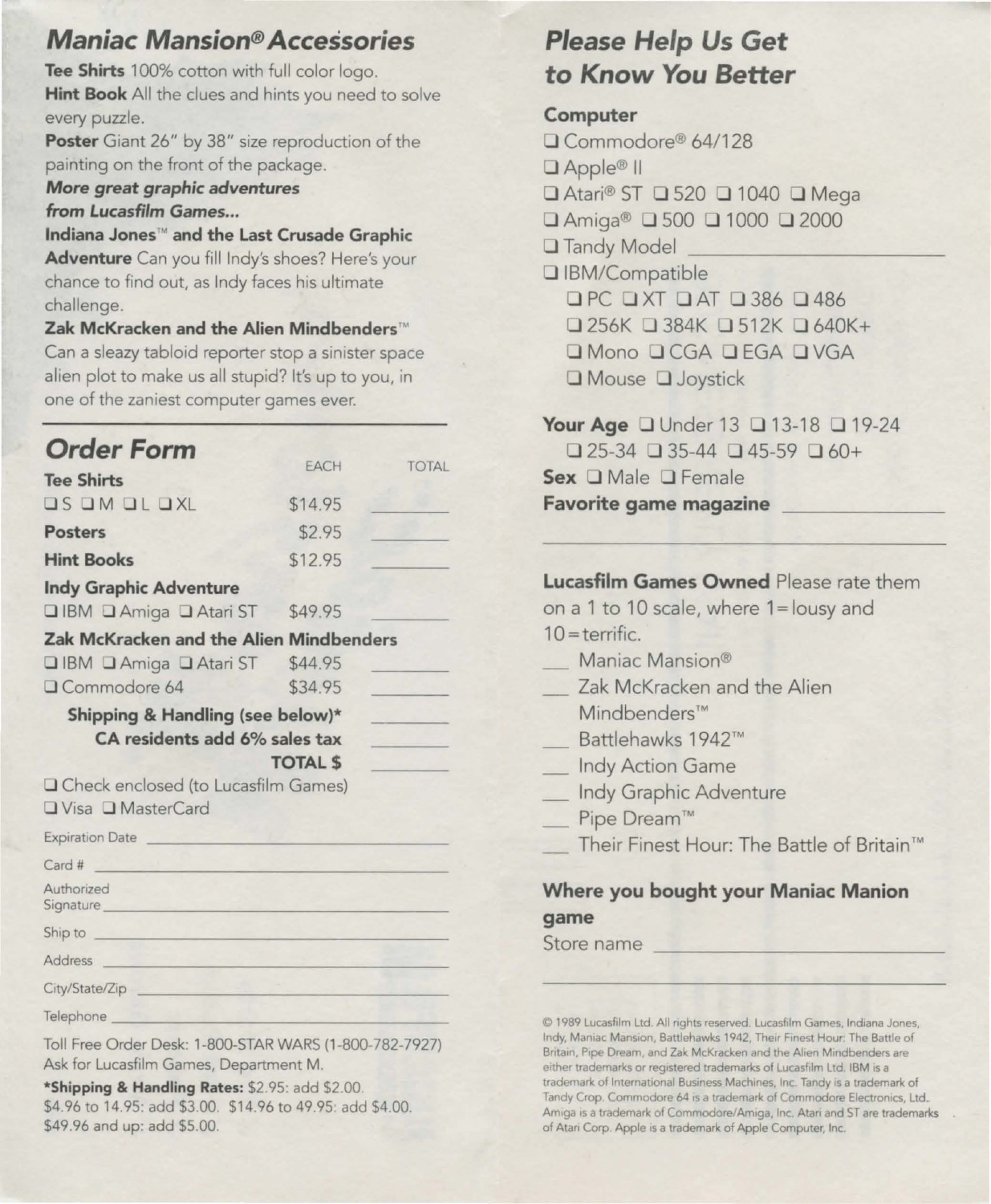## *Maniac Mansion® Accessories*

**Tee Shirts** 100% cotton with full color logo.

**Hint Book** All the clues and hints you need to solve every puzzle.

**Poster** Giant 26" by 38" size reproduction of the painting on the front of the package.

***More great graphic adventures from Lucasfilm Games...***

**Indiana Jones™ and the Last Crusade Graphic Adventure** Can you fill Indy's shoes? Here's your chance to find out, as Indy faces his ultimate challenge.

**Zak McKracken and the Alien Mindbenders™** Can a sleazy tabloid reporter stop a sinister space alien plot to make us all stupid? It's up to you, in one of the zaniest computer games ever.

---

## *Order Form*

| | EACH | TOTAL |
|---|---|---|
| **Tee Shirts** | | |
| ☐ S ☐ M ☐ L ☐ XL | $14.95 | ______ |
| **Posters** | $2.95 | ______ |
| **Hint Books** | $12.95 | ______ |
| **Indy Graphic Adventure** | | |
| ☐ IBM ☐ Amiga ☐ Atari ST | $49.95 | ______ |
| **Zak McKracken and the Alien Mindbenders** | | |
| ☐ IBM ☐ Amiga ☐ Atari ST | $44.95 | ______ |
| ☐ Commodore 64 | $34.95 | ______ |
| **Shipping & Handling (see below)*** | | ______ |
| **CA residents add 6% sales tax** | | ______ |
| **TOTAL $** | | ______ |

☐ Check enclosed (to Lucasfilm Games)

☐ Visa ☐ MasterCard

Expiration Date ______________________

Card # ______________________

Authorized Signature ______________________

Ship to ______________________

Address ______________________

City/State/Zip ______________________

Telephone ______________________

Toll Free Order Desk: 1-800-STAR WARS (1-800-782-7927) Ask for Lucasfilm Games, Department M.

***Shipping & Handling Rates:** $2.95: add $2.00. $4.96 to 14.95: add $3.00. $14.96 to 49.95: add $4.00. $49.96 and up: add $5.00.

## *Please Help Us Get to Know You Better*

**Computer**

☐ Commodore® 64/128

☐ Apple® II

☐ Atari® ST ☐ 520 ☐ 1040 ☐ Mega

☐ Amiga® ☐ 500 ☐ 1000 ☐ 2000

☐ Tandy Model ______________________

☐ IBM/Compatible

- ☐ PC ☐ XT ☐ AT ☐ 386 ☐ 486
- ☐ 256K ☐ 384K ☐ 512K ☐ 640K+
- ☐ Mono ☐ CGA ☐ EGA ☐ VGA
- ☐ Mouse ☐ Joystick

**Your Age** ☐ Under 13 ☐ 13-18 ☐ 19-24 ☐ 25-34 ☐ 35-44 ☐ 45-59 ☐ 60+

**Sex** ☐ Male ☐ Female

**Favorite game magazine** ______________________

______________________

**Lucasfilm Games Owned** Please rate them on a 1 to 10 scale, where 1 = lousy and 10 = terrific.

___ Maniac Mansion®

___ Zak McKracken and the Alien Mindbenders™

___ Battlehawks 1942™

___ Indy Action Game

___ Indy Graphic Adventure

___ Pipe Dream™

___ Their Finest Hour: The Battle of Britain™

**Where you bought your Maniac Manion game**

Store name ______________________

______________________

© 1989 Lucasfilm Ltd. All rights reserved. Lucasfilm Games, Indiana Jones, Indy, Maniac Mansion, Battlehawks 1942, Their Finest Hour: The Battle of Britain, Pipe Dream, and Zak McKracken and the Alien Mindbenders are either trademarks or registered trademarks of Lucasfilm Ltd. IBM is a trademark of International Business Machines, Inc. Tandy is a trademark of Tandy Crop. Commodore 64 is a trademark of Commodore Electronics, Ltd. Amiga is a trademark of Commodore/Amiga, Inc. Atari and ST are trademarks of Atari Corp. Apple is a trademark of Apple Computer, Inc.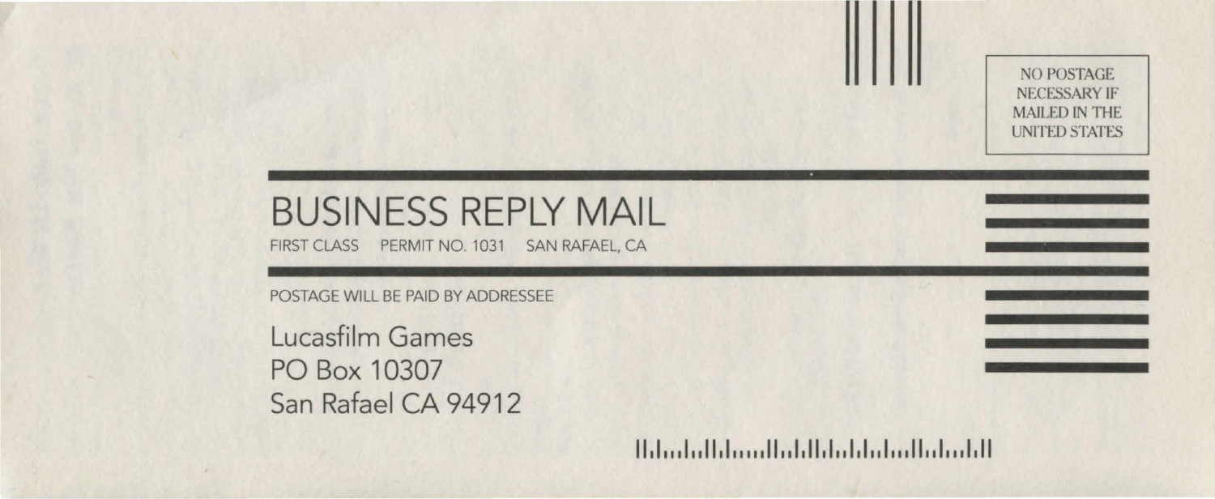NO POSTAGE NECESSARY IF MAILED IN THE UNITED STATES

# BUSINESS REPLY MAIL

FIRST CLASS PERMIT NO. 1031 SAN RAFAEL, CA

POSTAGE WILL BE PAID BY ADDRESSEE

Lucasfilm Games
PO Box 10307
San Rafael CA 94912